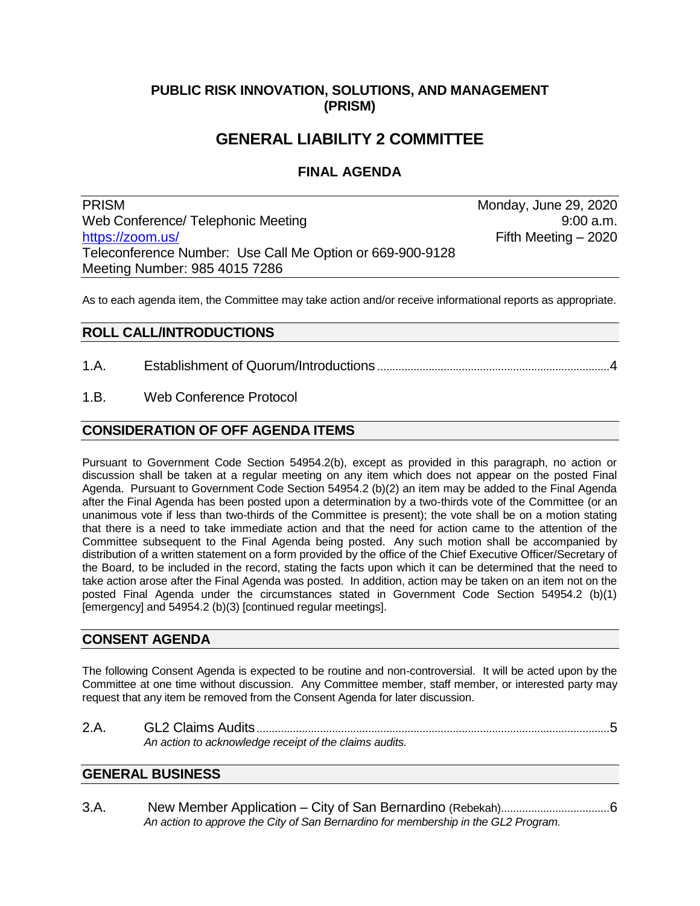**PUBLIC RISK INNOVATION, SOLUTIONS, AND MANAGEMENT (PRISM)**

# GENERAL LIABILITY 2 COMMITTEE

## FINAL AGENDA

| | |
|---|---|
| PRISM | Monday, June 29, 2020 |
| Web Conference/ Telephonic Meeting | 9:00 a.m. |
| https://zoom.us/ | Fifth Meeting – 2020 |
| Teleconference Number: Use Call Me Option or 669-900-9128 | |
| Meeting Number: 985 4015 7286 | |

As to each agenda item, the Committee may take action and/or receive informational reports as appropriate.

### ROLL CALL/INTRODUCTIONS

1.A. Establishment of Quorum/Introductions ........................................ 4

1.B. Web Conference Protocol

### CONSIDERATION OF OFF AGENDA ITEMS

Pursuant to Government Code Section 54954.2(b), except as provided in this paragraph, no action or discussion shall be taken at a regular meeting on any item which does not appear on the posted Final Agenda. Pursuant to Government Code Section 54954.2 (b)(2) an item may be added to the Final Agenda after the Final Agenda has been posted upon a determination by a two-thirds vote of the Committee (or an unanimous vote if less than two-thirds of the Committee is present); the vote shall be on a motion stating that there is a need to take immediate action and that the need for action came to the attention of the Committee subsequent to the Final Agenda being posted. Any such motion shall be accompanied by distribution of a written statement on a form provided by the office of the Chief Executive Officer/Secretary of the Board, to be included in the record, stating the facts upon which it can be determined that the need to take action arose after the Final Agenda was posted. In addition, action may be taken on an item not on the posted Final Agenda under the circumstances stated in Government Code Section 54954.2 (b)(1) [emergency] and 54954.2 (b)(3) [continued regular meetings].

### CONSENT AGENDA

The following Consent Agenda is expected to be routine and non-controversial. It will be acted upon by the Committee at one time without discussion. Any Committee member, staff member, or interested party may request that any item be removed from the Consent Agenda for later discussion.

2.A. GL2 Claims Audits ........................................ 5
*An action to acknowledge receipt of the claims audits.*

### GENERAL BUSINESS

3.A. New Member Application – City of San Bernardino (Rebekah) ........................................ 6
*An action to approve the City of San Bernardino for membership in the GL2 Program.*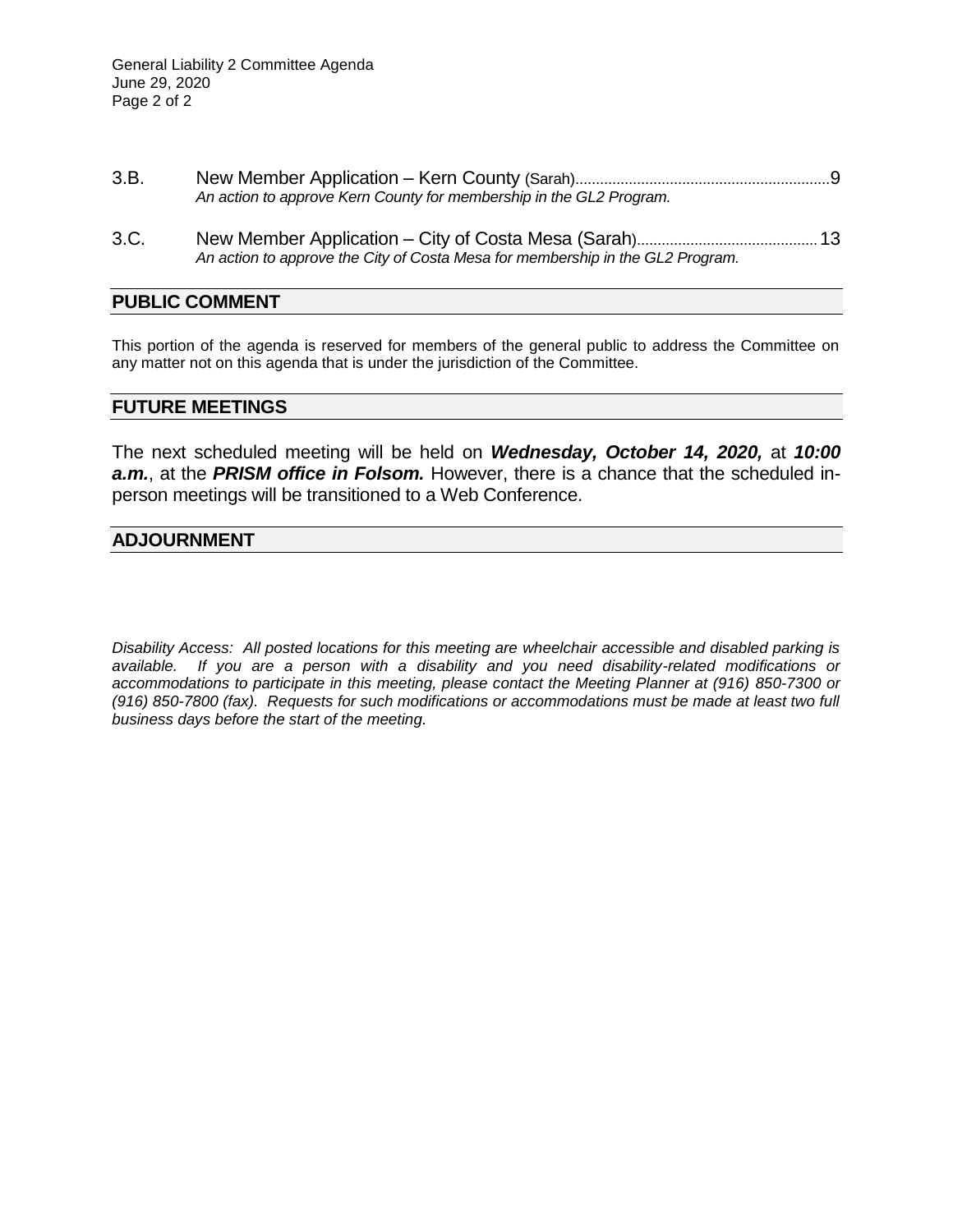3.B. New Member Application – Kern County (Sarah)............................................................9
*An action to approve Kern County for membership in the GL2 Program.*

3.C. New Member Application – City of Costa Mesa (Sarah)............................................13
*An action to approve the City of Costa Mesa for membership in the GL2 Program.*

## PUBLIC COMMENT

This portion of the agenda is reserved for members of the general public to address the Committee on any matter not on this agenda that is under the jurisdiction of the Committee.

## FUTURE MEETINGS

The next scheduled meeting will be held on ***Wednesday, October 14, 2020,*** at ***10:00 a.m.***, at the ***PRISM office in Folsom.*** However, there is a chance that the scheduled in-person meetings will be transitioned to a Web Conference.

## ADJOURNMENT

*Disability Access: All posted locations for this meeting are wheelchair accessible and disabled parking is available. If you are a person with a disability and you need disability-related modifications or accommodations to participate in this meeting, please contact the Meeting Planner at (916) 850-7300 or (916) 850-7800 (fax). Requests for such modifications or accommodations must be made at least two full business days before the start of the meeting.*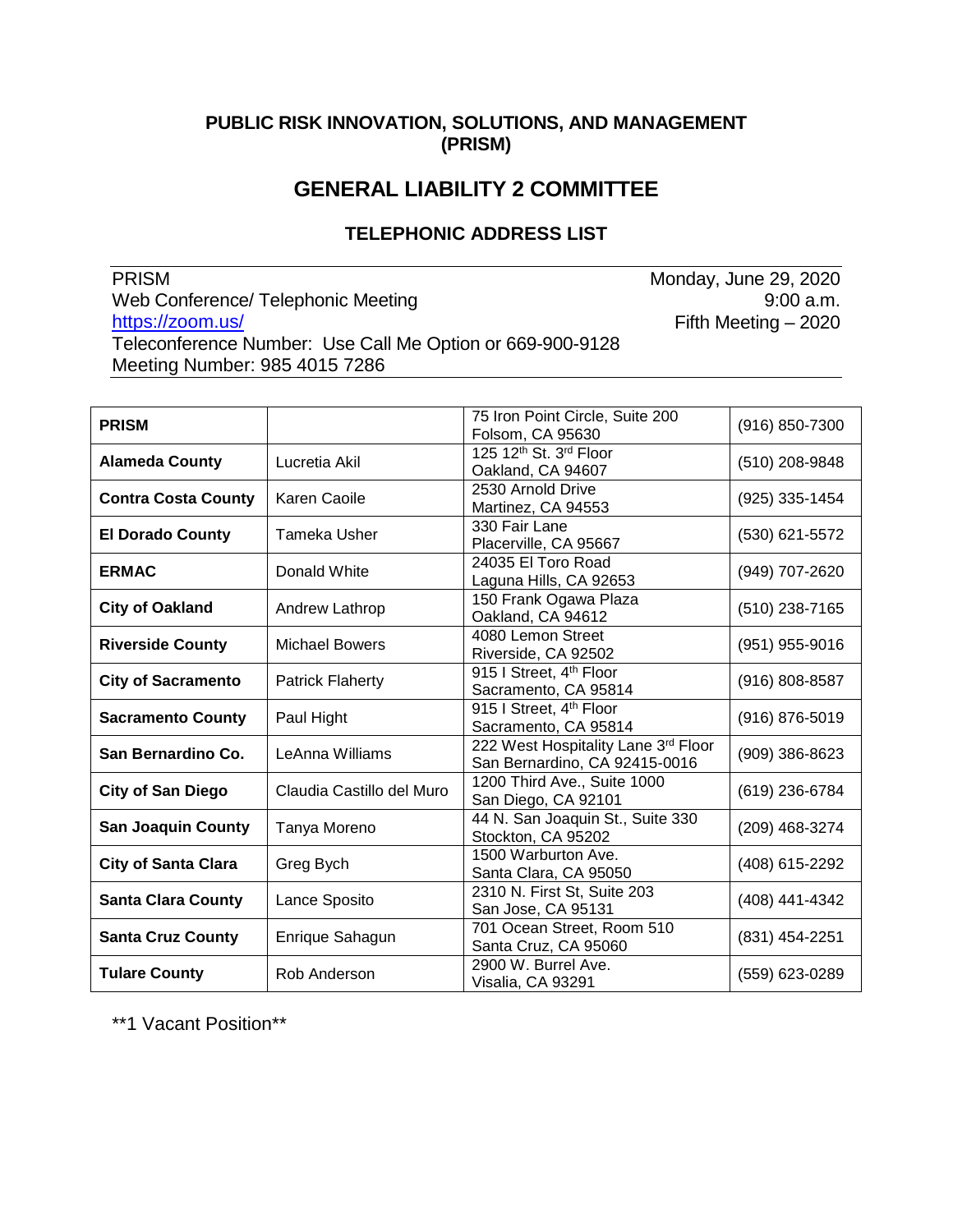**PUBLIC RISK INNOVATION, SOLUTIONS, AND MANAGEMENT (PRISM)**

# GENERAL LIABILITY 2 COMMITTEE

## TELEPHONIC ADDRESS LIST

PRISM
Web Conference/ Telephonic Meeting
https://zoom.us/
Teleconference Number: Use Call Me Option or 669-900-9128
Meeting Number: 985 4015 7286

Monday, June 29, 2020
9:00 a.m.
Fifth Meeting – 2020

| | | | |
|---|---|---|---|
| **PRISM** | | 75 Iron Point Circle, Suite 200<br>Folsom, CA 95630 | (916) 850-7300 |
| **Alameda County** | Lucretia Akil | 125 12th St. 3rd Floor<br>Oakland, CA 94607 | (510) 208-9848 |
| **Contra Costa County** | Karen Caoile | 2530 Arnold Drive<br>Martinez, CA 94553 | (925) 335-1454 |
| **El Dorado County** | Tameka Usher | 330 Fair Lane<br>Placerville, CA 95667 | (530) 621-5572 |
| **ERMAC** | Donald White | 24035 El Toro Road<br>Laguna Hills, CA 92653 | (949) 707-2620 |
| **City of Oakland** | Andrew Lathrop | 150 Frank Ogawa Plaza<br>Oakland, CA 94612 | (510) 238-7165 |
| **Riverside County** | Michael Bowers | 4080 Lemon Street<br>Riverside, CA 92502 | (951) 955-9016 |
| **City of Sacramento** | Patrick Flaherty | 915 I Street, 4th Floor<br>Sacramento, CA 95814 | (916) 808-8587 |
| **Sacramento County** | Paul Hight | 915 I Street, 4th Floor<br>Sacramento, CA 95814 | (916) 876-5019 |
| **San Bernardino Co.** | LeAnna Williams | 222 West Hospitality Lane 3rd Floor<br>San Bernardino, CA 92415-0016 | (909) 386-8623 |
| **City of San Diego** | Claudia Castillo del Muro | 1200 Third Ave., Suite 1000<br>San Diego, CA 92101 | (619) 236-6784 |
| **San Joaquin County** | Tanya Moreno | 44 N. San Joaquin St., Suite 330<br>Stockton, CA 95202 | (209) 468-3274 |
| **City of Santa Clara** | Greg Bych | 1500 Warburton Ave.<br>Santa Clara, CA 95050 | (408) 615-2292 |
| **Santa Clara County** | Lance Sposito | 2310 N. First St, Suite 203<br>San Jose, CA 95131 | (408) 441-4342 |
| **Santa Cruz County** | Enrique Sahagun | 701 Ocean Street, Room 510<br>Santa Cruz, CA 95060 | (831) 454-2251 |
| **Tulare County** | Rob Anderson | 2900 W. Burrel Ave.<br>Visalia, CA 93291 | (559) 623-0289 |

**1 Vacant Position**